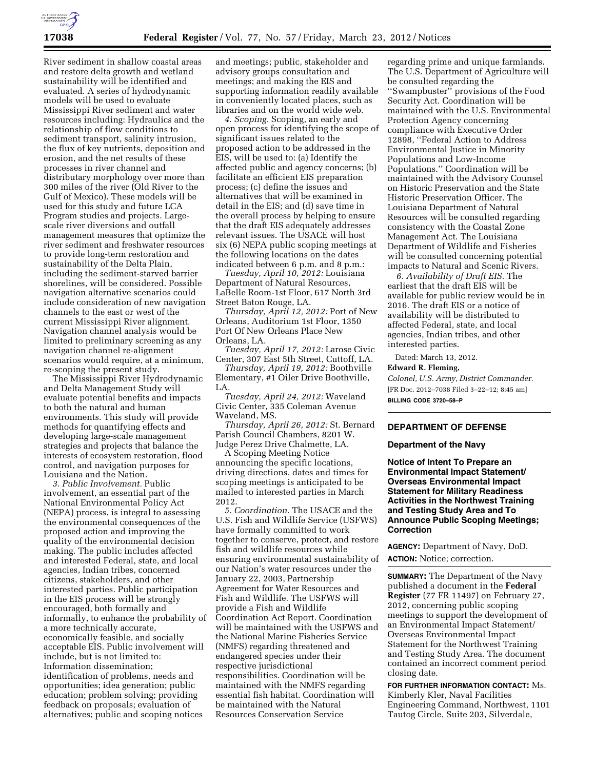River sediment in shallow coastal areas and restore delta growth and wetland sustainability will be identified and evaluated. A series of hydrodynamic models will be used to evaluate Mississippi River sediment and water resources including: Hydraulics and the relationship of flow conditions to sediment transport, salinity intrusion, the flux of key nutrients, deposition and erosion, and the net results of these processes in river channel and distributary morphology over more than 300 miles of the river (Old River to the Gulf of Mexico). These models will be used for this study and future LCA Program studies and projects. Large-scale river diversions and outfall management measures that optimize the river sediment and freshwater resources to provide long-term restoration and sustainability of the Delta Plain, including the sediment-starved barrier shorelines, will be considered. Possible navigation alternative scenarios could include consideration of new navigation channels to the east or west of the current Mississippi River alignment. Navigation channel analysis would be limited to preliminary screening as any navigation channel re-alignment scenarios would require, at a minimum, re-scoping the present study.

The Mississippi River Hydrodynamic and Delta Management Study will evaluate potential benefits and impacts to both the natural and human environments. This study will provide methods for quantifying effects and developing large-scale management strategies and projects that balance the interests of ecosystem restoration, flood control, and navigation purposes for Louisiana and the Nation.

*3. Public Involvement.* Public involvement, an essential part of the National Environmental Policy Act (NEPA) process, is integral to assessing the environmental consequences of the proposed action and improving the quality of the environmental decision making. The public includes affected and interested Federal, state, and local agencies, Indian tribes, concerned citizens, stakeholders, and other interested parties. Public participation in the EIS process will be strongly encouraged, both formally and informally, to enhance the probability of a more technically accurate, economically feasible, and socially acceptable EIS. Public involvement will include, but is not limited to: Information dissemination; identification of problems, needs and opportunities; idea generation; public education; problem solving; providing feedback on proposals; evaluation of alternatives; public and scoping notices and meetings; public, stakeholder and advisory groups consultation and meetings; and making the EIS and supporting information readily available in conveniently located places, such as libraries and on the world wide web.

*4. Scoping.* Scoping, an early and open process for identifying the scope of significant issues related to the proposed action to be addressed in the EIS, will be used to: (a) Identify the affected public and agency concerns; (b) facilitate an efficient EIS preparation process; (c) define the issues and alternatives that will be examined in detail in the EIS; and (d) save time in the overall process by helping to ensure that the draft EIS adequately addresses relevant issues. The USACE will host six (6) NEPA public scoping meetings at the following locations on the dates indicated between 6 p.m. and 8 p.m.:

*Tuesday, April 10, 2012:* Louisiana Department of Natural Resources, LaBelle Room-1st Floor, 617 North 3rd Street Baton Rouge, LA.

*Thursday, April 12, 2012:* Port of New Orleans, Auditorium 1st Floor, 1350 Port Of New Orleans Place New Orleans, LA.

*Tuesday, April 17, 2012:* Larose Civic Center, 307 East 5th Street, Cuttoff, LA.

*Thursday, April 19, 2012:* Boothville Elementary, #1 Oiler Drive Boothville, LA.

*Tuesday, April 24, 2012:* Waveland Civic Center, 335 Coleman Avenue Waveland, MS.

*Thursday, April 26, 2012:* St. Bernard Parish Council Chambers, 8201 W. Judge Perez Drive Chalmette, LA.

A Scoping Meeting Notice announcing the specific locations, driving directions, dates and times for scoping meetings is anticipated to be mailed to interested parties in March 2012.

*5. Coordination.* The USACE and the U.S. Fish and Wildlife Service (USFWS) have formally committed to work together to conserve, protect, and restore fish and wildlife resources while ensuring environmental sustainability of our Nation's water resources under the January 22, 2003, Partnership Agreement for Water Resources and Fish and Wildlife. The USFWS will provide a Fish and Wildlife Coordination Act Report. Coordination will be maintained with the USFWS and the National Marine Fisheries Service (NMFS) regarding threatened and endangered species under their respective jurisdictional responsibilities. Coordination will be maintained with the NMFS regarding essential fish habitat. Coordination will be maintained with the Natural Resources Conservation Service regarding prime and unique farmlands. The U.S. Department of Agriculture will be consulted regarding the ''Swampbuster'' provisions of the Food Security Act. Coordination will be maintained with the U.S. Environmental Protection Agency concerning compliance with Executive Order 12898, ''Federal Action to Address Environmental Justice in Minority Populations and Low-Income Populations.'' Coordination will be maintained with the Advisory Counsel on Historic Preservation and the State Historic Preservation Officer. The Louisiana Department of Natural Resources will be consulted regarding consistency with the Coastal Zone Management Act. The Louisiana Department of Wildlife and Fisheries will be consulted concerning potential impacts to Natural and Scenic Rivers.

*6. Availability of Draft EIS.* The earliest that the draft EIS will be available for public review would be in 2016. The draft EIS or a notice of availability will be distributed to affected Federal, state, and local agencies, Indian tribes, and other interested parties.

Dated: March 13, 2012.

**Edward R. Fleming,**

*Colonel, U.S. Army, District Commander.*

[FR Doc. 2012–7038 Filed 3–22–12; 8:45 am]

**BILLING CODE 3720–58–P**

---

## DEPARTMENT OF DEFENSE

### Department of the Navy

### Notice of Intent To Prepare an Environmental Impact Statement/Overseas Environmental Impact Statement for Military Readiness Activities in the Northwest Training and Testing Study Area and To Announce Public Scoping Meetings; Correction

**AGENCY:** Department of Navy, DoD.

**ACTION:** Notice; correction.

**SUMMARY:** The Department of the Navy published a document in the **Federal Register** (77 FR 11497) on February 27, 2012, concerning public scoping meetings to support the development of an Environmental Impact Statement/Overseas Environmental Impact Statement for the Northwest Training and Testing Study Area. The document contained an incorrect comment period closing date.

**FOR FURTHER INFORMATION CONTACT:** Ms. Kimberly Kler, Naval Facilities Engineering Command, Northwest, 1101 Tautog Circle, Suite 203, Silverdale,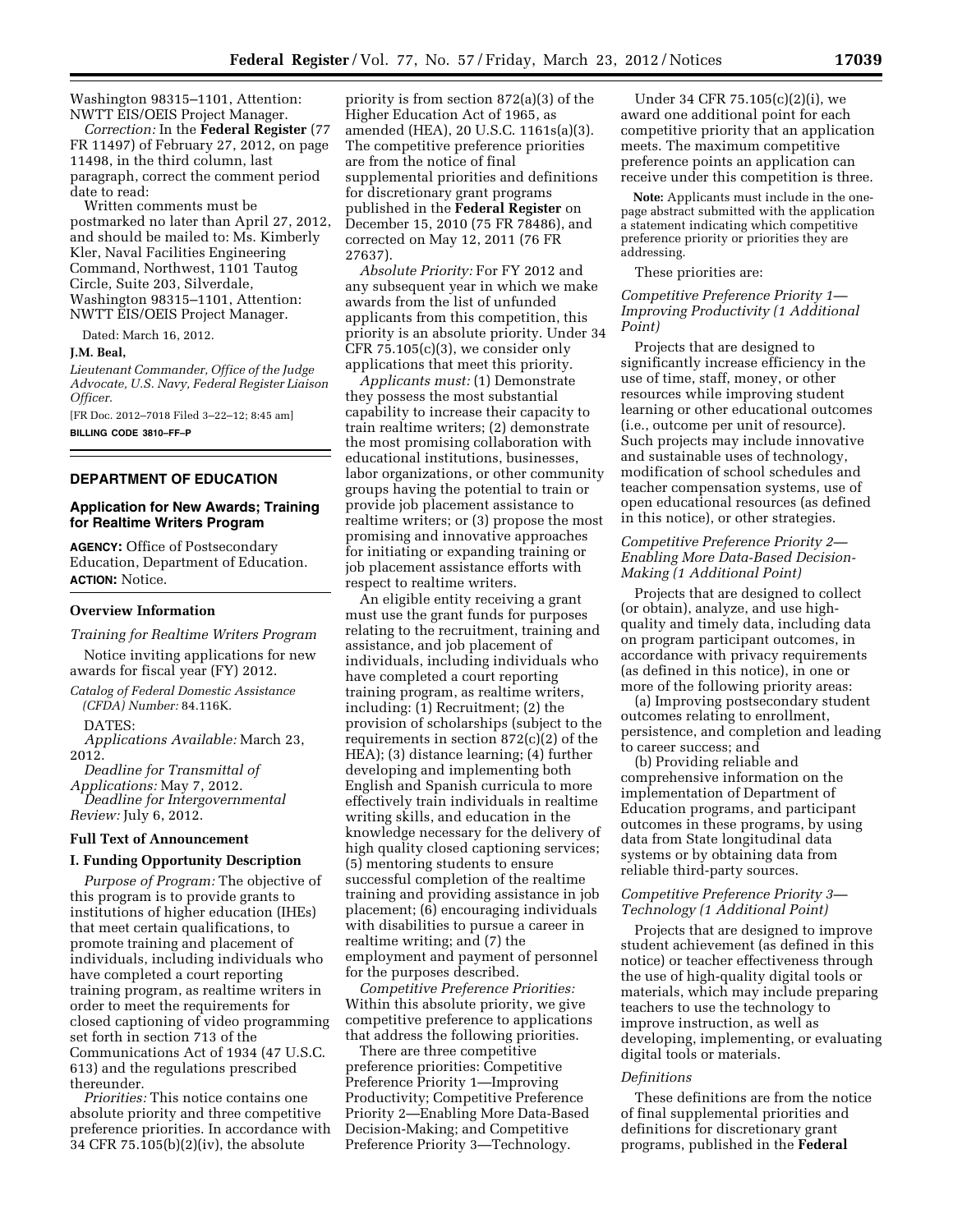Washington 98315–1101, Attention: NWTT EIS/OEIS Project Manager.

*Correction:* In the **Federal Register** (77 FR 11497) of February 27, 2012, on page 11498, in the third column, last paragraph, correct the comment period date to read:

Written comments must be postmarked no later than April 27, 2012, and should be mailed to: Ms. Kimberly Kler, Naval Facilities Engineering Command, Northwest, 1101 Tautog Circle, Suite 203, Silverdale, Washington 98315–1101, Attention: NWTT EIS/OEIS Project Manager.

Dated: March 16, 2012.

**J.M. Beal,**

*Lieutenant Commander, Office of the Judge Advocate, U.S. Navy, Federal Register Liaison Officer.*

[FR Doc. 2012–7018 Filed 3–22–12; 8:45 am]

**BILLING CODE 3810–FF–P**

## DEPARTMENT OF EDUCATION

### Application for New Awards; Training for Realtime Writers Program

**AGENCY:** Office of Postsecondary Education, Department of Education.

**ACTION:** Notice.

### Overview Information

*Training for Realtime Writers Program*

Notice inviting applications for new awards for fiscal year (FY) 2012.

*Catalog of Federal Domestic Assistance (CFDA) Number:* 84.116K.

DATES:

*Applications Available:* March 23, 2012.

*Deadline for Transmittal of Applications:* May 7, 2012.

*Deadline for Intergovernmental Review:* July 6, 2012.

### Full Text of Announcement

### I. Funding Opportunity Description

*Purpose of Program:* The objective of this program is to provide grants to institutions of higher education (IHEs) that meet certain qualifications, to promote training and placement of individuals, including individuals who have completed a court reporting training program, as realtime writers in order to meet the requirements for closed captioning of video programming set forth in section 713 of the Communications Act of 1934 (47 U.S.C. 613) and the regulations prescribed thereunder.

*Priorities:* This notice contains one absolute priority and three competitive preference priorities. In accordance with 34 CFR 75.105(b)(2)(iv), the absolute priority is from section 872(a)(3) of the Higher Education Act of 1965, as amended (HEA), 20 U.S.C. 1161s(a)(3). The competitive preference priorities are from the notice of final supplemental priorities and definitions for discretionary grant programs published in the **Federal Register** on December 15, 2010 (75 FR 78486), and corrected on May 12, 2011 (76 FR 27637).

*Absolute Priority:* For FY 2012 and any subsequent year in which we make awards from the list of unfunded applicants from this competition, this priority is an absolute priority. Under 34 CFR 75.105(c)(3), we consider only applications that meet this priority.

*Applicants must:* (1) Demonstrate they possess the most substantial capability to increase their capacity to train realtime writers; (2) demonstrate the most promising collaboration with educational institutions, businesses, labor organizations, or other community groups having the potential to train or provide job placement assistance to realtime writers; or (3) propose the most promising and innovative approaches for initiating or expanding training or job placement assistance efforts with respect to realtime writers.

An eligible entity receiving a grant must use the grant funds for purposes relating to the recruitment, training and assistance, and job placement of individuals, including individuals who have completed a court reporting training program, as realtime writers, including: (1) Recruitment; (2) the provision of scholarships (subject to the requirements in section 872(c)(2) of the HEA); (3) distance learning; (4) further developing and implementing both English and Spanish curricula to more effectively train individuals in realtime writing skills, and education in the knowledge necessary for the delivery of high quality closed captioning services; (5) mentoring students to ensure successful completion of the realtime training and providing assistance in job placement; (6) encouraging individuals with disabilities to pursue a career in realtime writing; and (7) the employment and payment of personnel for the purposes described.

*Competitive Preference Priorities:* Within this absolute priority, we give competitive preference to applications that address the following priorities.

There are three competitive preference priorities: Competitive Preference Priority 1—Improving Productivity; Competitive Preference Priority 2—Enabling More Data-Based Decision-Making; and Competitive Preference Priority 3—Technology.

Under 34 CFR 75.105(c)(2)(i), we award one additional point for each competitive priority that an application meets. The maximum competitive preference points an application can receive under this competition is three.

**Note:** Applicants must include in the one-page abstract submitted with the application a statement indicating which competitive preference priority or priorities they are addressing.

These priorities are:

*Competitive Preference Priority 1—Improving Productivity (1 Additional Point)*

Projects that are designed to significantly increase efficiency in the use of time, staff, money, or other resources while improving student learning or other educational outcomes (i.e., outcome per unit of resource). Such projects may include innovative and sustainable uses of technology, modification of school schedules and teacher compensation systems, use of open educational resources (as defined in this notice), or other strategies.

*Competitive Preference Priority 2—Enabling More Data-Based Decision-Making (1 Additional Point)*

Projects that are designed to collect (or obtain), analyze, and use high-quality and timely data, including data on program participant outcomes, in accordance with privacy requirements (as defined in this notice), in one or more of the following priority areas:

(a) Improving postsecondary student outcomes relating to enrollment, persistence, and completion and leading to career success; and

(b) Providing reliable and comprehensive information on the implementation of Department of Education programs, and participant outcomes in these programs, by using data from State longitudinal data systems or by obtaining data from reliable third-party sources.

*Competitive Preference Priority 3—Technology (1 Additional Point)*

Projects that are designed to improve student achievement (as defined in this notice) or teacher effectiveness through the use of high-quality digital tools or materials, which may include preparing teachers to use the technology to improve instruction, as well as developing, implementing, or evaluating digital tools or materials.

*Definitions*

These definitions are from the notice of final supplemental priorities and definitions for discretionary grant programs, published in the **Federal**